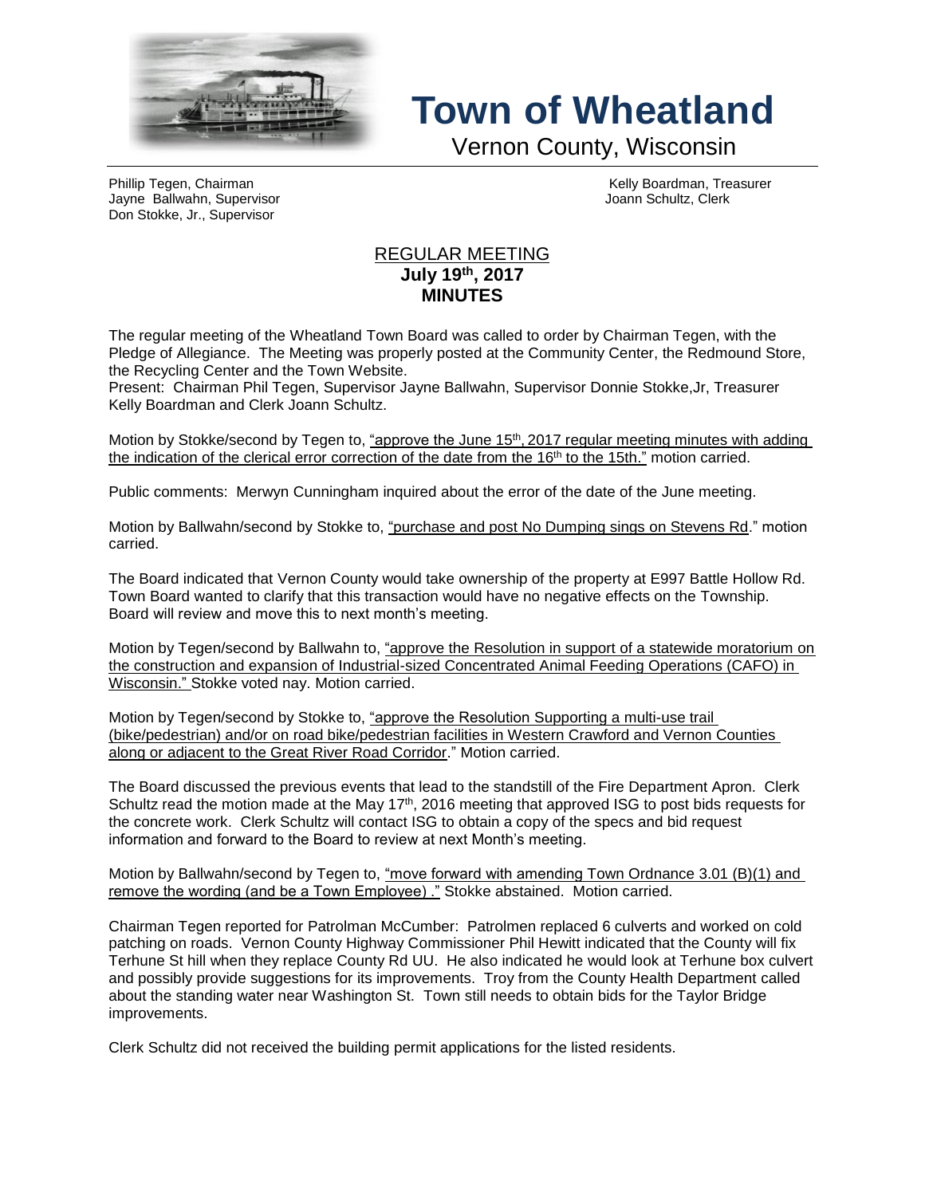# Town of Wheatland

Vernon County, Wisconsin

Phillip Tegen, Chairman
Jayne Ballwahn, Supervisor
Don Stokke, Jr., Supervisor

Kelly Boardman, Treasurer
Joann Schultz, Clerk

## REGULAR MEETING
**July 19th, 2017**
**MINUTES**

The regular meeting of the Wheatland Town Board was called to order by Chairman Tegen, with the Pledge of Allegiance. The Meeting was properly posted at the Community Center, the Redmound Store, the Recycling Center and the Town Website.
Present: Chairman Phil Tegen, Supervisor Jayne Ballwahn, Supervisor Donnie Stokke,Jr, Treasurer Kelly Boardman and Clerk Joann Schultz.

Motion by Stokke/second by Tegen to, "approve the June 15th, 2017 regular meeting minutes with adding the indication of the clerical error correction of the date from the 16th to the 15th." motion carried.

Public comments: Merwyn Cunningham inquired about the error of the date of the June meeting.

Motion by Ballwahn/second by Stokke to, "purchase and post No Dumping sings on Stevens Rd." motion carried.

The Board indicated that Vernon County would take ownership of the property at E997 Battle Hollow Rd. Town Board wanted to clarify that this transaction would have no negative effects on the Township. Board will review and move this to next month's meeting.

Motion by Tegen/second by Ballwahn to, "approve the Resolution in support of a statewide moratorium on the construction and expansion of Industrial-sized Concentrated Animal Feeding Operations (CAFO) in Wisconsin." Stokke voted nay. Motion carried.

Motion by Tegen/second by Stokke to, "approve the Resolution Supporting a multi-use trail (bike/pedestrian) and/or on road bike/pedestrian facilities in Western Crawford and Vernon Counties along or adjacent to the Great River Road Corridor." Motion carried.

The Board discussed the previous events that lead to the standstill of the Fire Department Apron. Clerk Schultz read the motion made at the May 17th, 2016 meeting that approved ISG to post bids requests for the concrete work. Clerk Schultz will contact ISG to obtain a copy of the specs and bid request information and forward to the Board to review at next Month's meeting.

Motion by Ballwahn/second by Tegen to, "move forward with amending Town Ordnance 3.01 (B)(1) and remove the wording (and be a Town Employee) ." Stokke abstained. Motion carried.

Chairman Tegen reported for Patrolman McCumber: Patrolmen replaced 6 culverts and worked on cold patching on roads. Vernon County Highway Commissioner Phil Hewitt indicated that the County will fix Terhune St hill when they replace County Rd UU. He also indicated he would look at Terhune box culvert and possibly provide suggestions for its improvements. Troy from the County Health Department called about the standing water near Washington St. Town still needs to obtain bids for the Taylor Bridge improvements.

Clerk Schultz did not received the building permit applications for the listed residents.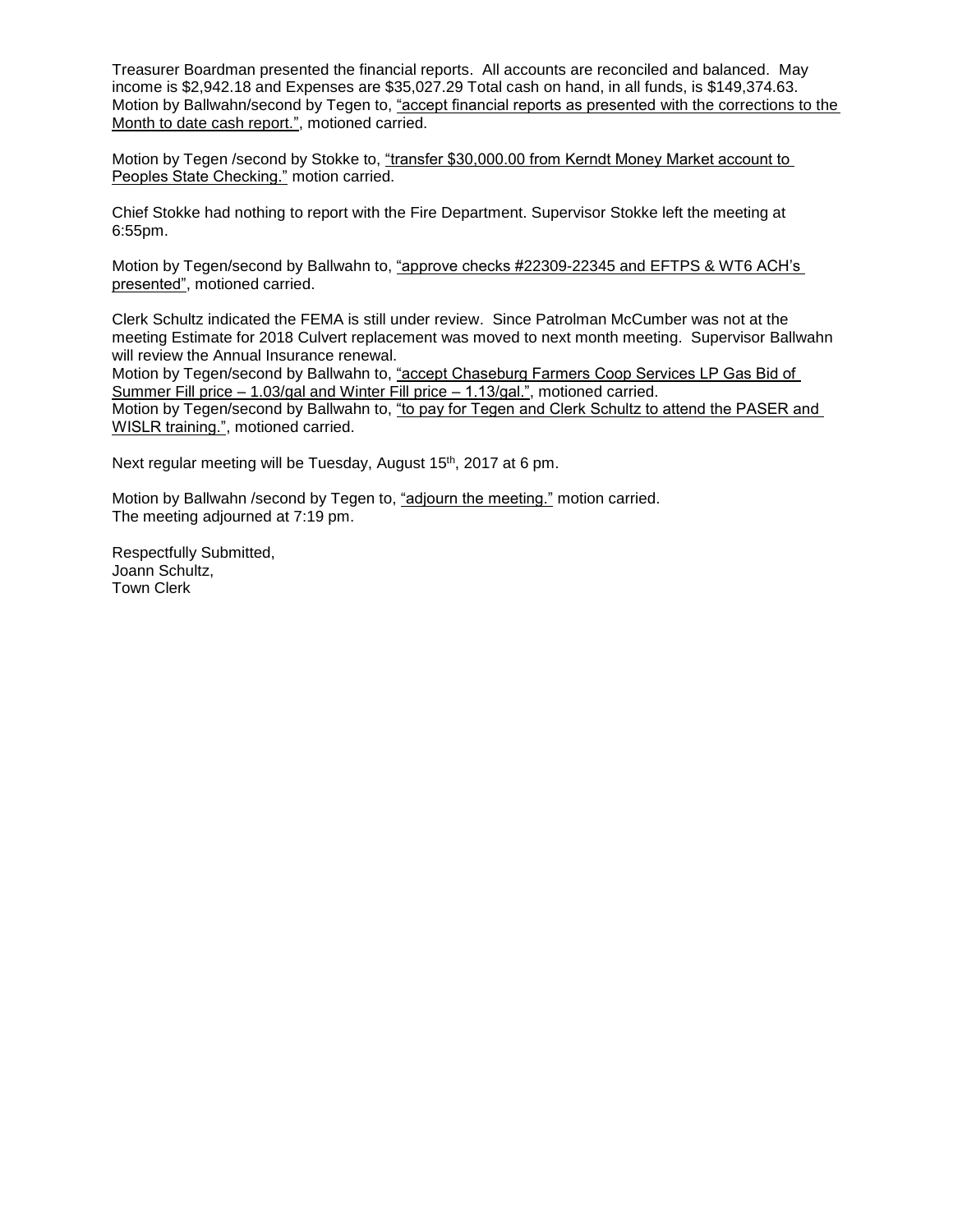Treasurer Boardman presented the financial reports. All accounts are reconciled and balanced. May income is $2,942.18 and Expenses are $35,027.29 Total cash on hand, in all funds, is $149,374.63. Motion by Ballwahn/second by Tegen to, "accept financial reports as presented with the corrections to the Month to date cash report.", motioned carried.

Motion by Tegen /second by Stokke to, "transfer $30,000.00 from Kerndt Money Market account to Peoples State Checking." motion carried.

Chief Stokke had nothing to report with the Fire Department. Supervisor Stokke left the meeting at 6:55pm.

Motion by Tegen/second by Ballwahn to, "approve checks #22309-22345 and EFTPS & WT6 ACH's presented", motioned carried.

Clerk Schultz indicated the FEMA is still under review. Since Patrolman McCumber was not at the meeting Estimate for 2018 Culvert replacement was moved to next month meeting. Supervisor Ballwahn will review the Annual Insurance renewal.
Motion by Tegen/second by Ballwahn to, "accept Chaseburg Farmers Coop Services LP Gas Bid of Summer Fill price – 1.03/gal and Winter Fill price – 1.13/gal.", motioned carried.
Motion by Tegen/second by Ballwahn to, "to pay for Tegen and Clerk Schultz to attend the PASER and WISLR training.", motioned carried.

Next regular meeting will be Tuesday, August 15th, 2017 at 6 pm.

Motion by Ballwahn /second by Tegen to, "adjourn the meeting." motion carried.
The meeting adjourned at 7:19 pm.

Respectfully Submitted,
Joann Schultz,
Town Clerk